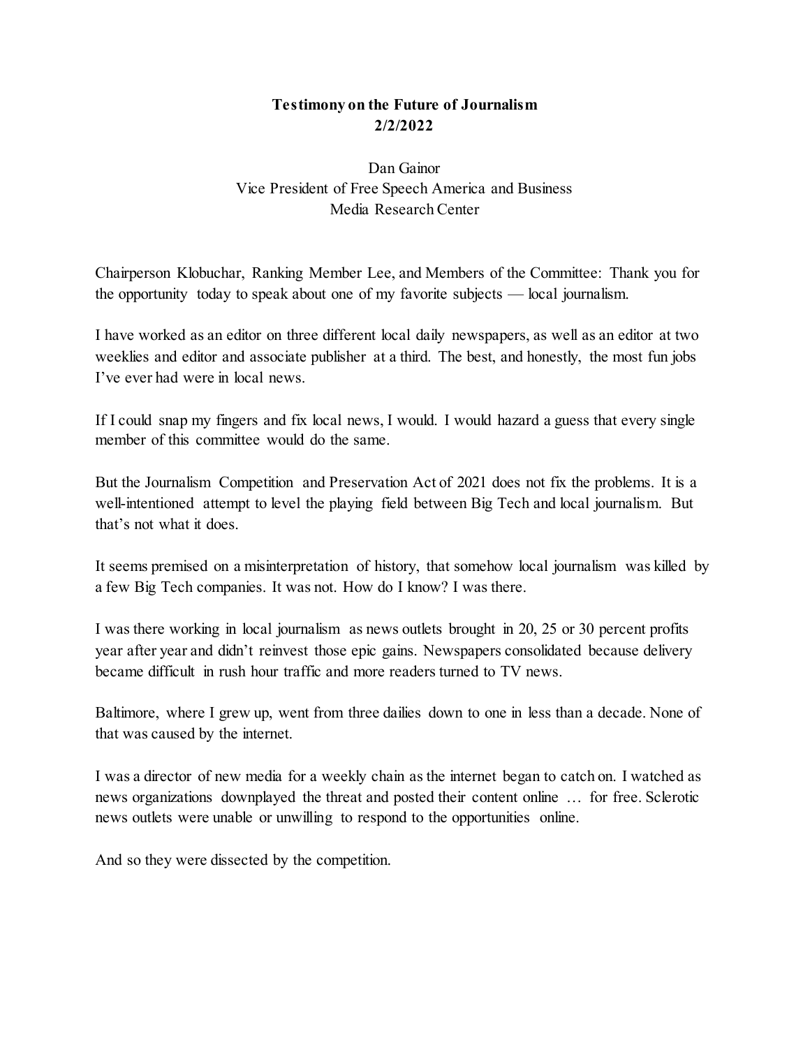**Testimony on the Future of Journalism**
**2/2/2022**

Dan Gainor
Vice President of Free Speech America and Business
Media Research Center

Chairperson Klobuchar, Ranking Member Lee, and Members of the Committee: Thank you for the opportunity today to speak about one of my favorite subjects — local journalism.

I have worked as an editor on three different local daily newspapers, as well as an editor at two weeklies and editor and associate publisher at a third. The best, and honestly, the most fun jobs I've ever had were in local news.

If I could snap my fingers and fix local news, I would. I would hazard a guess that every single member of this committee would do the same.

But the Journalism Competition and Preservation Act of 2021 does not fix the problems. It is a well-intentioned attempt to level the playing field between Big Tech and local journalism. But that's not what it does.

It seems premised on a misinterpretation of history, that somehow local journalism was killed by a few Big Tech companies. It was not. How do I know? I was there.

I was there working in local journalism as news outlets brought in 20, 25 or 30 percent profits year after year and didn't reinvest those epic gains. Newspapers consolidated because delivery became difficult in rush hour traffic and more readers turned to TV news.

Baltimore, where I grew up, went from three dailies down to one in less than a decade. None of that was caused by the internet.

I was a director of new media for a weekly chain as the internet began to catch on. I watched as news organizations downplayed the threat and posted their content online … for free. Sclerotic news outlets were unable or unwilling to respond to the opportunities online.

And so they were dissected by the competition.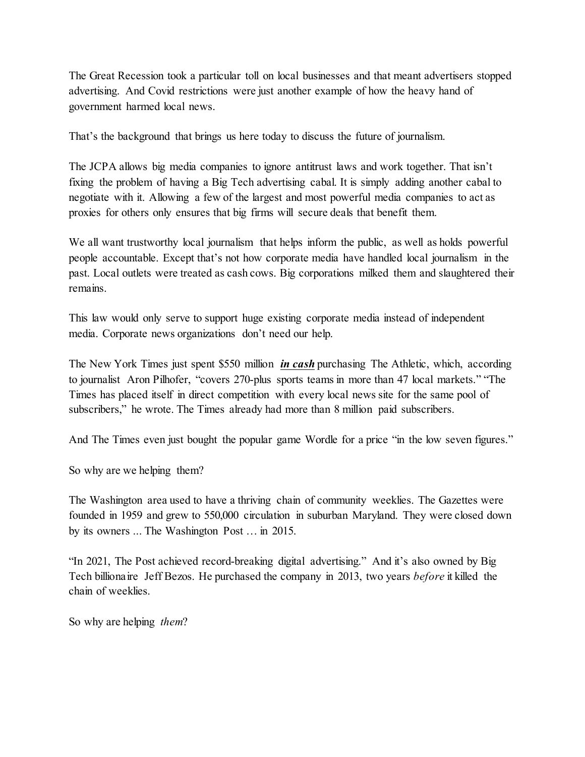The Great Recession took a particular toll on local businesses and that meant advertisers stopped advertising. And Covid restrictions were just another example of how the heavy hand of government harmed local news.

That's the background that brings us here today to discuss the future of journalism.

The JCPA allows big media companies to ignore antitrust laws and work together. That isn't fixing the problem of having a Big Tech advertising cabal. It is simply adding another cabal to negotiate with it. Allowing a few of the largest and most powerful media companies to act as proxies for others only ensures that big firms will secure deals that benefit them.

We all want trustworthy local journalism that helps inform the public, as well as holds powerful people accountable. Except that's not how corporate media have handled local journalism in the past. Local outlets were treated as cash cows. Big corporations milked them and slaughtered their remains.

This law would only serve to support huge existing corporate media instead of independent media. Corporate news organizations don't need our help.

The New York Times just spent $550 million ***in cash*** purchasing The Athletic, which, according to journalist Aron Pilhofer, "covers 270-plus sports teams in more than 47 local markets." "The Times has placed itself in direct competition with every local news site for the same pool of subscribers," he wrote. The Times already had more than 8 million paid subscribers.

And The Times even just bought the popular game Wordle for a price "in the low seven figures."

So why are we helping them?

The Washington area used to have a thriving chain of community weeklies. The Gazettes were founded in 1959 and grew to 550,000 circulation in suburban Maryland. They were closed down by its owners ... The Washington Post … in 2015.

"In 2021, The Post achieved record-breaking digital advertising." And it's also owned by Big Tech billionaire Jeff Bezos. He purchased the company in 2013, two years *before* it killed the chain of weeklies.

So why are helping *them*?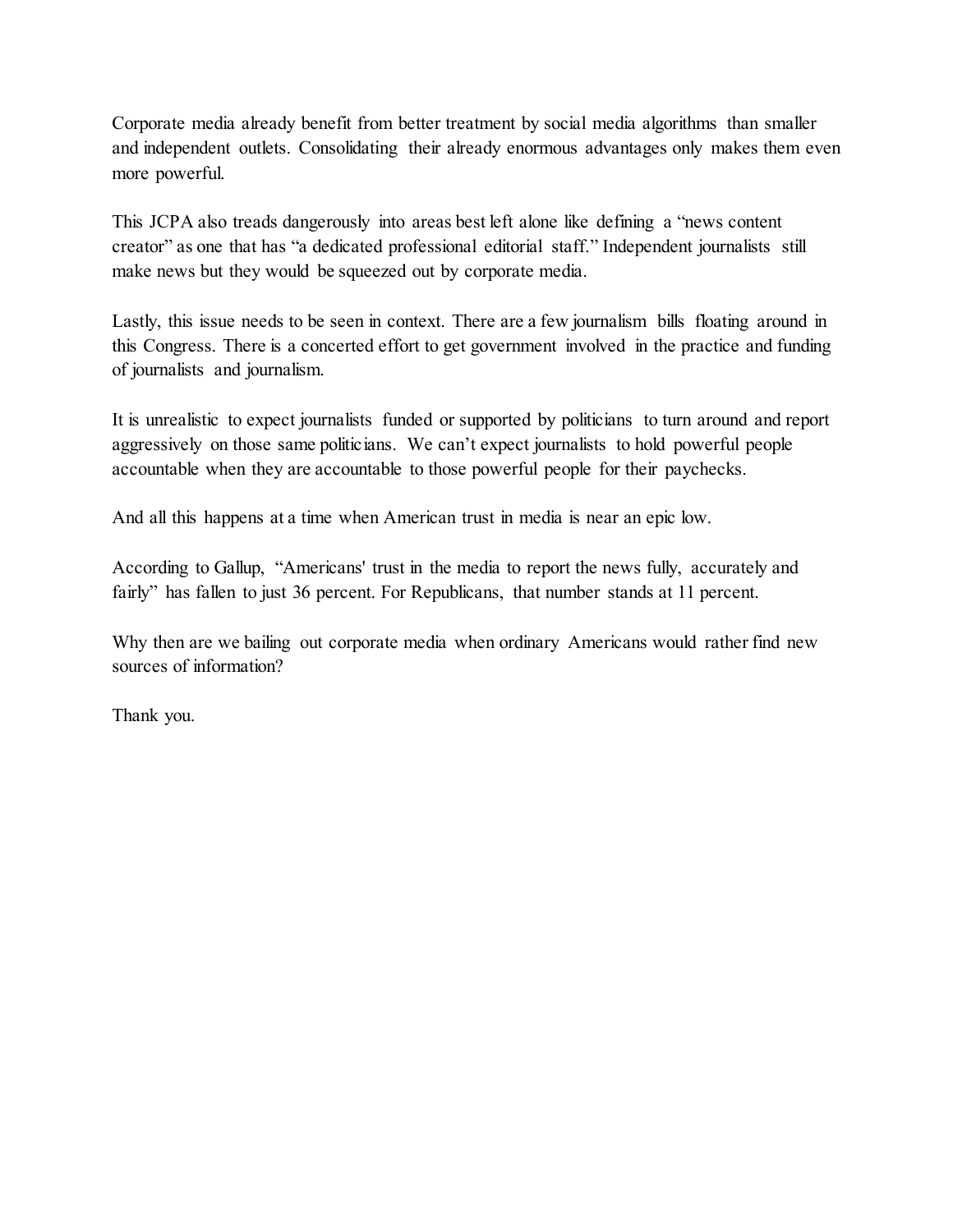Corporate media already benefit from better treatment by social media algorithms than smaller and independent outlets. Consolidating their already enormous advantages only makes them even more powerful.

This JCPA also treads dangerously into areas best left alone like defining a "news content creator" as one that has "a dedicated professional editorial staff." Independent journalists still make news but they would be squeezed out by corporate media.

Lastly, this issue needs to be seen in context. There are a few journalism bills floating around in this Congress. There is a concerted effort to get government involved in the practice and funding of journalists and journalism.

It is unrealistic to expect journalists funded or supported by politicians to turn around and report aggressively on those same politicians. We can't expect journalists to hold powerful people accountable when they are accountable to those powerful people for their paychecks.

And all this happens at a time when American trust in media is near an epic low.

According to Gallup, "Americans' trust in the media to report the news fully, accurately and fairly" has fallen to just 36 percent. For Republicans, that number stands at 11 percent.

Why then are we bailing out corporate media when ordinary Americans would rather find new sources of information?

Thank you.